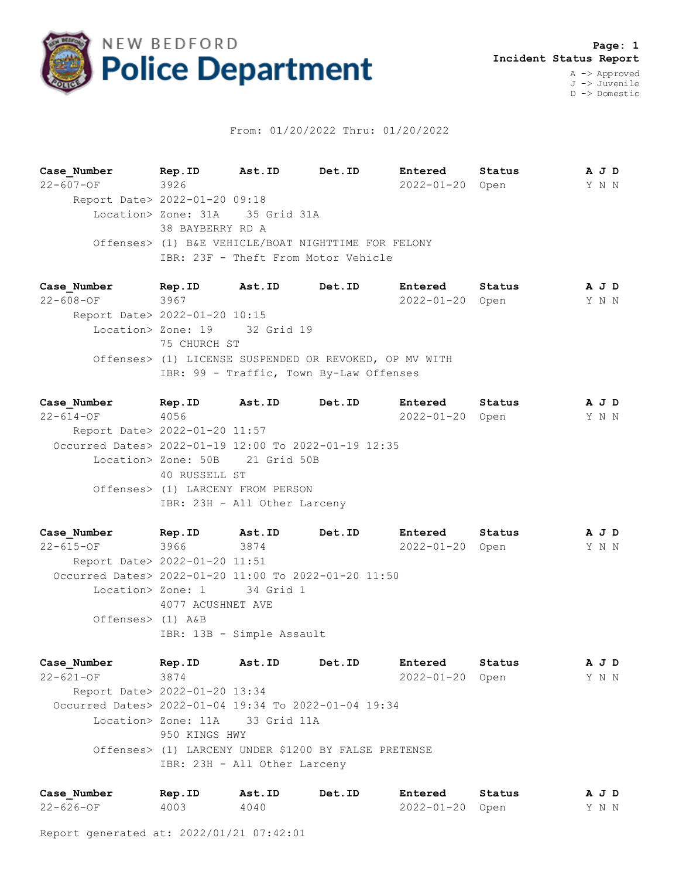# NEW BEDFORD Police Department

**Incident Status Report**

A -> Approved
J -> Juvenile
D -> Domestic

From: 01/20/2022 Thru: 01/20/2022

| Case_Number | Rep.ID | Ast.ID | Det.ID | Entered | Status | A J D |
|---|---|---|---|---|---|---|
| 22-607-OF | 3926 | | | 2022-01-20 | Open | Y N N |

Report Date> 2022-01-20 09:18
Location> Zone: 31A 35 Grid 31A
38 BAYBERRY RD A
Offenses> (1) B&E VEHICLE/BOAT NIGHTTIME FOR FELONY
IBR: 23F - Theft From Motor Vehicle

| Case_Number | Rep.ID | Ast.ID | Det.ID | Entered | Status | A J D |
|---|---|---|---|---|---|---|
| 22-608-OF | 3967 | | | 2022-01-20 | Open | Y N N |

Report Date> 2022-01-20 10:15
Location> Zone: 19 32 Grid 19
75 CHURCH ST
Offenses> (1) LICENSE SUSPENDED OR REVOKED, OP MV WITH
IBR: 99 - Traffic, Town By-Law Offenses

| Case_Number | Rep.ID | Ast.ID | Det.ID | Entered | Status | A J D |
|---|---|---|---|---|---|---|
| 22-614-OF | 4056 | | | 2022-01-20 | Open | Y N N |

Report Date> 2022-01-20 11:57
Occurred Dates> 2022-01-19 12:00 To 2022-01-19 12:35
Location> Zone: 50B 21 Grid 50B
40 RUSSELL ST
Offenses> (1) LARCENY FROM PERSON
IBR: 23H - All Other Larceny

| Case_Number | Rep.ID | Ast.ID | Det.ID | Entered | Status | A J D |
|---|---|---|---|---|---|---|
| 22-615-OF | 3966 | 3874 | | 2022-01-20 | Open | Y N N |

Report Date> 2022-01-20 11:51
Occurred Dates> 2022-01-20 11:00 To 2022-01-20 11:50
Location> Zone: 1 34 Grid 1
4077 ACUSHNET AVE
Offenses> (1) A&B
IBR: 13B - Simple Assault

| Case_Number | Rep.ID | Ast.ID | Det.ID | Entered | Status | A J D |
|---|---|---|---|---|---|---|
| 22-621-OF | 3874 | | | 2022-01-20 | Open | Y N N |

Report Date> 2022-01-20 13:34
Occurred Dates> 2022-01-04 19:34 To 2022-01-04 19:34
Location> Zone: 11A 33 Grid 11A
950 KINGS HWY
Offenses> (1) LARCENY UNDER $1200 BY FALSE PRETENSE
IBR: 23H - All Other Larceny

| Case_Number | Rep.ID | Ast.ID | Det.ID | Entered | Status | A J D |
|---|---|---|---|---|---|---|
| 22-626-OF | 4003 | 4040 | | 2022-01-20 | Open | Y N N |

Report generated at: 2022/01/21 07:42:01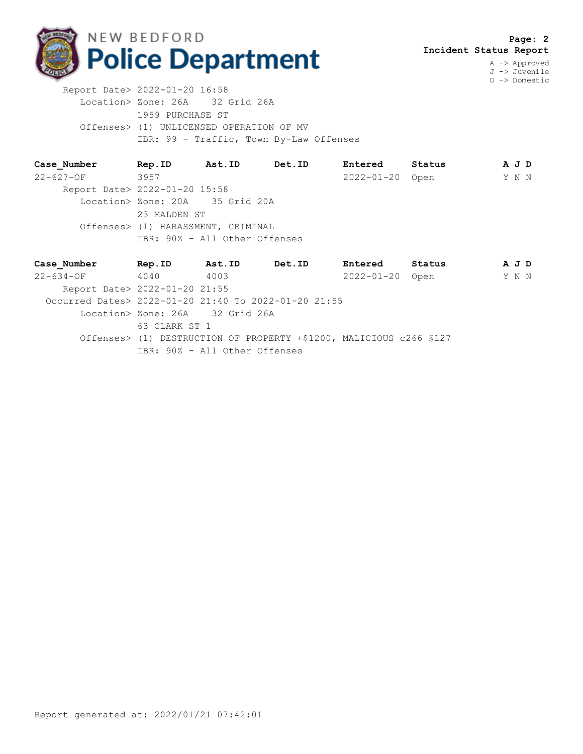# NEW BEDFORD Police Department

**Incident Status Report**

A -> Approved
J -> Juvenile
D -> Domestic

Report Date> 2022-01-20 16:58
Location> Zone: 26A 32 Grid 26A
1959 PURCHASE ST
Offenses> (1) UNLICENSED OPERATION OF MV
IBR: 99 - Traffic, Town By-Law Offenses

| Case_Number | Rep.ID | Ast.ID | Det.ID | Entered | Status | A | J | D |
|---|---|---|---|---|---|---|---|---|
| 22-627-OF | 3957 | | | 2022-01-20 | Open | Y | N | N |

Report Date> 2022-01-20 15:58
Location> Zone: 20A 35 Grid 20A
23 MALDEN ST
Offenses> (1) HARASSMENT, CRIMINAL
IBR: 90Z - All Other Offenses

| Case_Number | Rep.ID | Ast.ID | Det.ID | Entered | Status | A | J | D |
|---|---|---|---|---|---|---|---|---|
| 22-634-OF | 4040 | 4003 | | 2022-01-20 | Open | Y | N | N |

Report Date> 2022-01-20 21:55
Occurred Dates> 2022-01-20 21:40 To 2022-01-20 21:55
Location> Zone: 26A 32 Grid 26A
63 CLARK ST 1
Offenses> (1) DESTRUCTION OF PROPERTY +$1200, MALICIOUS c266 §127
IBR: 90Z - All Other Offenses

Report generated at: 2022/01/21 07:42:01